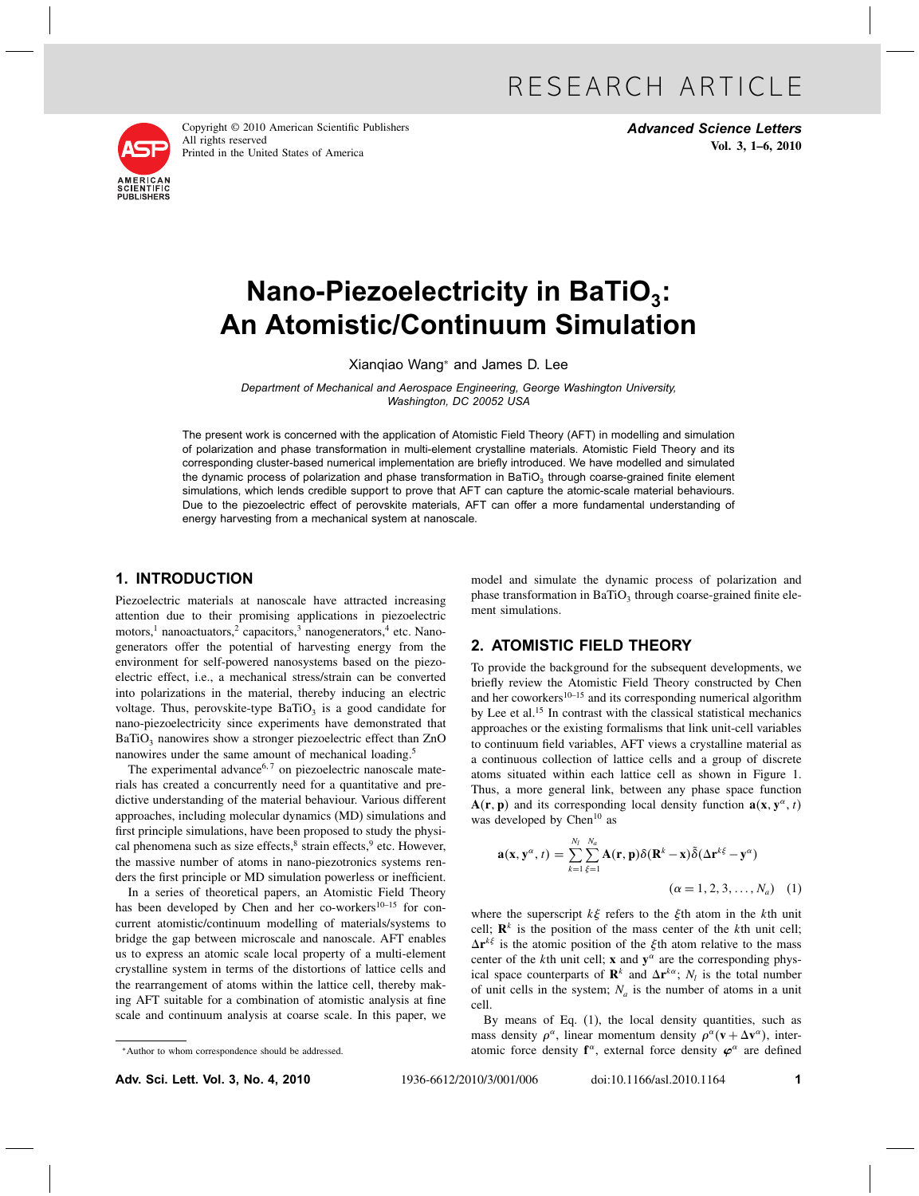RESEARCH ARTICLE

# Nano-Piezoelectricity in $BaTiO_3$: An Atomistic/Continuum Simulation

Xianqiao Wang* and James D. Lee

*Department of Mechanical and Aerospace Engineering, George Washington University, Washington, DC 20052 USA*

The present work is concerned with the application of Atomistic Field Theory (AFT) in modelling and simulation of polarization and phase transformation in multi-element crystalline materials. Atomistic Field Theory and its corresponding cluster-based numerical implementation are briefly introduced. We have modelled and simulated the dynamic process of polarization and phase transformation in $BaTiO_3$ through coarse-grained finite element simulations, which lends credible support to prove that AFT can capture the atomic-scale material behaviours. Due to the piezoelectric effect of perovskite materials, AFT can offer a more fundamental understanding of energy harvesting from a mechanical system at nanoscale.

## 1. INTRODUCTION

Piezoelectric materials at nanoscale have attracted increasing attention due to their promising applications in piezoelectric motors,[1] nanoactuators,[2] capacitors,[3] nanogenerators,[4] etc. Nanogenerators offer the potential of harvesting energy from the environment for self-powered nanosystems based on the piezoelectric effect, i.e., a mechanical stress/strain can be converted into polarizations in the material, thereby inducing an electric voltage. Thus, perovskite-type $BaTiO_3$ is a good candidate for nano-piezoelectricity since experiments have demonstrated that $BaTiO_3$ nanowires show a stronger piezoelectric effect than ZnO nanowires under the same amount of mechanical loading.[5]

The experimental advance[6,7] on piezoelectric nanoscale materials has created a concurrently need for a quantitative and predictive understanding of the material behaviour. Various different approaches, including molecular dynamics (MD) simulations and first principle simulations, have been proposed to study the physical phenomena such as size effects,[8] strain effects,[9] etc. However, the massive number of atoms in nano-piezotronics systems renders the first principle or MD simulation powerless or inefficient.

In a series of theoretical papers, an Atomistic Field Theory has been developed by Chen and her co-workers[10–15] for concurrent atomistic/continuum modelling of materials/systems to bridge the gap between microscale and nanoscale. AFT enables us to express an atomic scale local property of a multi-element crystalline system in terms of the distortions of lattice cells and the rearrangement of atoms within the lattice cell, thereby making AFT suitable for a combination of atomistic analysis at fine scale and continuum analysis at coarse scale. In this paper, we model and simulate the dynamic process of polarization and phase transformation in $BaTiO_3$ through coarse-grained finite element simulations.

## 2. ATOMISTIC FIELD THEORY

To provide the background for the subsequent developments, we briefly review the Atomistic Field Theory constructed by Chen and her coworkers[10–15] and its corresponding numerical algorithm by Lee et al.[15] In contrast with the classical statistical mechanics approaches or the existing formalisms that link unit-cell variables to continuum field variables, AFT views a crystalline material as a continuous collection of lattice cells and a group of discrete atoms situated within each lattice cell as shown in Figure 1. Thus, a more general link, between any phase space function $\mathbf{A}(\mathbf{r},\mathbf{p})$ and its corresponding local density function $\mathbf{a}(\mathbf{x},\mathbf{y}^\alpha,t)$ was developed by Chen[10] as

$$\mathbf{a}(\mathbf{x},\mathbf{y}^\alpha,t)=\sum_{k=1}^{N_l}\sum_{\xi=1}^{N_a}\mathbf{A}(\mathbf{r},\mathbf{p})\delta(\mathbf{R}^k-\mathbf{x})\tilde{\delta}(\Delta\mathbf{r}^{k\xi}-\mathbf{y}^\alpha) \quad (\alpha=1,2,3,\ldots,N_a) \quad (1)$$

where the superscript $k\xi$ refers to the $\xi$th atom in the $k$th unit cell; $\mathbf{R}^k$ is the position of the mass center of the $k$th unit cell; $\Delta\mathbf{r}^{k\xi}$ is the atomic position of the $\xi$th atom relative to the mass center of the $k$th unit cell; $\mathbf{x}$ and $\mathbf{y}^\alpha$ are the corresponding physical space counterparts of $\mathbf{R}^k$ and $\Delta\mathbf{r}^{k\alpha}$; $N_l$ is the total number of unit cells in the system; $N_a$ is the number of atoms in a unit cell.

By means of Eq. (1), the local density quantities, such as mass density $\rho^\alpha$, linear momentum density $\rho^\alpha(\mathbf{v}+\Delta\mathbf{v}^\alpha)$, interatomic force density $\mathbf{f}^\alpha$, external force density $\boldsymbol{\varphi}^\alpha$ are defined

*Author to whom correspondence should be addressed.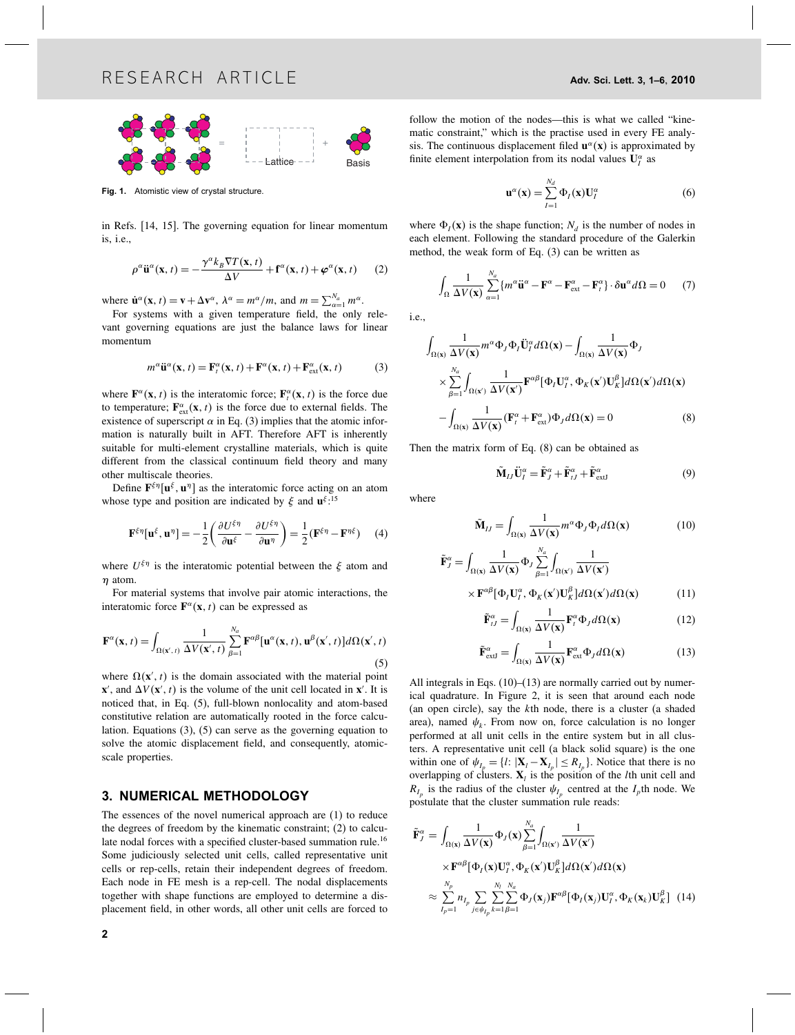Fig. 1. Atomistic view of crystal structure.

in Refs. [14, 15]. The governing equation for linear momentum is, i.e.,

$$\rho^\alpha \ddot{\mathbf{u}}^\alpha(\mathbf{x}, t) = -\frac{\gamma^\alpha k_B \nabla T(\mathbf{x}, t)}{\Delta V} + \mathbf{f}^\alpha(\mathbf{x}, t) + \boldsymbol{\varphi}^\alpha(\mathbf{x}, t) \tag{2}$$

where $\dot{\mathbf{u}}^\alpha(\mathbf{x}, t) = \mathbf{v} + \Delta \mathbf{v}^\alpha$, $\lambda^\alpha = m^\alpha/m$, and $m = \sum_{\alpha=1}^{N_a} m^\alpha$.

For systems with a given temperature field, the only relevant governing equations are just the balance laws for linear momentum

$$m^\alpha \ddot{\mathbf{u}}^\alpha(\mathbf{x}, t) = \mathbf{F}_t^\alpha(\mathbf{x}, t) + \mathbf{F}^\alpha(\mathbf{x}, t) + \mathbf{F}_{\text{ext}}^\alpha(\mathbf{x}, t) \tag{3}$$

where $\mathbf{F}^\alpha(\mathbf{x}, t)$ is the interatomic force; $\mathbf{F}_t^\alpha(\mathbf{x}, t)$ is the force due to temperature; $\mathbf{F}_{\text{ext}}^\alpha(\mathbf{x}, t)$ is the force due to external fields. The existence of superscript $\alpha$ in Eq. (3) implies that the atomic information is naturally built in AFT. Therefore AFT is inherently suitable for multi-element crystalline materials, which is quite different from the classical continuum field theory and many other multiscale theories.

Define $\mathbf{F}^{\xi\eta}[\mathbf{u}^\xi, \mathbf{u}^\eta]$ as the interatomic force acting on an atom whose type and position are indicated by $\xi$ and $\mathbf{u}^\xi$:[15]

$$\mathbf{F}^{\xi\eta}[\mathbf{u}^\xi, \mathbf{u}^\eta] = -\frac{1}{2}\left(\frac{\partial U^{\xi\eta}}{\partial \mathbf{u}^\xi} - \frac{\partial U^{\xi\eta}}{\partial \mathbf{u}^\eta}\right) = \frac{1}{2}(\mathbf{F}^{\xi\eta} - \mathbf{F}^{\eta\xi}) \tag{4}$$

where $U^{\xi\eta}$ is the interatomic potential between the $\xi$ atom and $\eta$ atom.

For material systems that involve pair atomic interactions, the interatomic force $\mathbf{F}^\alpha(\mathbf{x}, t)$ can be expressed as

$$\mathbf{F}^\alpha(\mathbf{x}, t) = \int_{\Omega(\mathbf{x}', t)} \frac{1}{\Delta V(\mathbf{x}', t)} \sum_{\beta=1}^{N_a} \mathbf{F}^{\alpha\beta}[\mathbf{u}^\alpha(\mathbf{x}, t), \mathbf{u}^\beta(\mathbf{x}', t)] d\Omega(\mathbf{x}', t) \tag{5}$$

where $\Omega(\mathbf{x}', t)$ is the domain associated with the material point $\mathbf{x}'$, and $\Delta V(\mathbf{x}', t)$ is the volume of the unit cell located in $\mathbf{x}'$. It is noticed that, in Eq. (5), full-blown nonlocality and atom-based constitutive relation are automatically rooted in the force calculation. Equations (3), (5) can serve as the governing equation to solve the atomic displacement field, and consequently, atomic-scale properties.

## 3. NUMERICAL METHODOLOGY

The essences of the novel numerical approach are (1) to reduce the degrees of freedom by the kinematic constraint; (2) to calculate nodal forces with a specified cluster-based summation rule.[16] Some judiciously selected unit cells, called representative unit cells or rep-cells, retain their independent degrees of freedom. Each node in FE mesh is a rep-cell. The nodal displacements together with shape functions are employed to determine a displacement field, in other words, all other unit cells are forced to follow the motion of the nodes—this is what we called "kinematic constraint," which is the practise used in every FE analysis. The continuous displacement filed $\mathbf{u}^\alpha(\mathbf{x})$ is approximated by finite element interpolation from its nodal values $\mathbf{U}_I^\alpha$ as

$$\mathbf{u}^\alpha(\mathbf{x}) = \sum_{I=1}^{N_d} \Phi_I(\mathbf{x}) \mathbf{U}_I^\alpha \tag{6}$$

where $\Phi_I(\mathbf{x})$ is the shape function; $N_d$ is the number of nodes in each element. Following the standard procedure of the Galerkin method, the weak form of Eq. (3) can be written as

$$\int_\Omega \frac{1}{\Delta V(\mathbf{x})} \sum_{\alpha=1}^{N_a} \{m^\alpha \ddot{\mathbf{u}}^\alpha - \mathbf{F}^\alpha - \mathbf{F}_{\text{ext}}^\alpha - \mathbf{F}_t^\alpha\} \cdot \delta \mathbf{u}^\alpha d\Omega = 0 \tag{7}$$

i.e.,

$$\begin{aligned}
&\int_{\Omega(\mathbf{x})} \frac{1}{\Delta V(\mathbf{x})} m^\alpha \Phi_J \Phi_I \ddot{\mathbf{U}}_I^\alpha d\Omega(\mathbf{x}) - \int_{\Omega(\mathbf{x})} \frac{1}{\Delta V(\mathbf{x})} \Phi_J \\
&\quad \times \sum_{\beta=1}^{N_a} \int_{\Omega(\mathbf{x}')} \frac{1}{\Delta V(\mathbf{x}')} \mathbf{F}^{\alpha\beta}[\Phi_I \mathbf{U}_I^\alpha, \Phi_K(\mathbf{x}') \mathbf{U}_K^\beta] d\Omega(\mathbf{x}') d\Omega(\mathbf{x}) \\
&\quad - \int_{\Omega(\mathbf{x})} \frac{1}{\Delta V(\mathbf{x})} (\mathbf{F}_t^\alpha + \mathbf{F}_{\text{ext}}^\alpha) \Phi_J d\Omega(\mathbf{x}) = 0
\end{aligned} \tag{8}$$

Then the matrix form of Eq. (8) can be obtained as

$$\tilde{\mathbf{M}}_{IJ} \ddot{\mathbf{U}}_I^\alpha = \tilde{\mathbf{F}}_J^\alpha + \tilde{\mathbf{F}}_{tJ}^\alpha + \tilde{\mathbf{F}}_{\text{extJ}}^\alpha \tag{9}$$

where

$$\tilde{\mathbf{M}}_{IJ} = \int_{\Omega(\mathbf{x})} \frac{1}{\Delta V(\mathbf{x})} m^\alpha \Phi_J \Phi_I d\Omega(\mathbf{x}) \tag{10}$$

$$\begin{aligned}
\tilde{\mathbf{F}}_J^\alpha = &\int_{\Omega(\mathbf{x})} \frac{1}{\Delta V(\mathbf{x})} \Phi_J \sum_{\beta=1}^{N_a} \int_{\Omega(\mathbf{x}')} \frac{1}{\Delta V(\mathbf{x}')} \\
&\times \mathbf{F}^{\alpha\beta}[\Phi_I \mathbf{U}_I^\alpha, \Phi_K(\mathbf{x}') \mathbf{U}_K^\beta] d\Omega(\mathbf{x}') d\Omega(\mathbf{x})
\end{aligned} \tag{11}$$

$$\tilde{\mathbf{F}}_{tJ}^\alpha = \int_{\Omega(\mathbf{x})} \frac{1}{\Delta V(\mathbf{x})} \mathbf{F}_t^\alpha \Phi_J d\Omega(\mathbf{x}) \tag{12}$$

$$\tilde{\mathbf{F}}_{\text{extJ}}^\alpha = \int_{\Omega(\mathbf{x})} \frac{1}{\Delta V(\mathbf{x})} \mathbf{F}_{\text{ext}}^\alpha \Phi_J d\Omega(\mathbf{x}) \tag{13}$$

All integrals in Eqs. (10)–(13) are normally carried out by numerical quadrature. In Figure 2, it is seen that around each node (an open circle), say the $k$th node, there is a cluster (a shaded area), named $\psi_k$. From now on, force calculation is no longer performed at all unit cells in the entire system but in all clusters. A representative unit cell (a black solid square) is the one within one of $\psi_{I_p} = \{l: |\mathbf{X}_l - \mathbf{X}_{I_p}| \le R_{I_p}\}$. Notice that there is no overlapping of clusters. $\mathbf{X}_l$ is the position of the $l$th unit cell and $R_{I_p}$ is the radius of the cluster $\psi_{I_p}$ centred at the $I_p$th node. We postulate that the cluster summation rule reads:

$$\begin{aligned}
\tilde{\mathbf{F}}_J^\alpha = &\int_{\Omega(\mathbf{x})} \frac{1}{\Delta V(\mathbf{x})} \Phi_J(\mathbf{x}) \sum_{\beta=1}^{N_a} \int_{\Omega(\mathbf{x}')} \frac{1}{\Delta V(\mathbf{x}')} \\
&\times \mathbf{F}^{\alpha\beta}[\Phi_I(\mathbf{x}) \mathbf{U}_I^\alpha, \Phi_K(\mathbf{x}') \mathbf{U}_K^\beta] d\Omega(\mathbf{x}') d\Omega(\mathbf{x}) \\
\approx &\sum_{I_p=1}^{N_p} n_{I_p} \sum_{j \in \psi_{I_p}} \sum_{k=1}^{N_l} \sum_{\beta=1}^{N_a} \Phi_J(\mathbf{x}_j) \mathbf{F}^{\alpha\beta}[\Phi_I(\mathbf{x}_j) \mathbf{U}_I^\alpha, \Phi_K(\mathbf{x}_k) \mathbf{U}_K^\beta]
\end{aligned} \tag{14}$$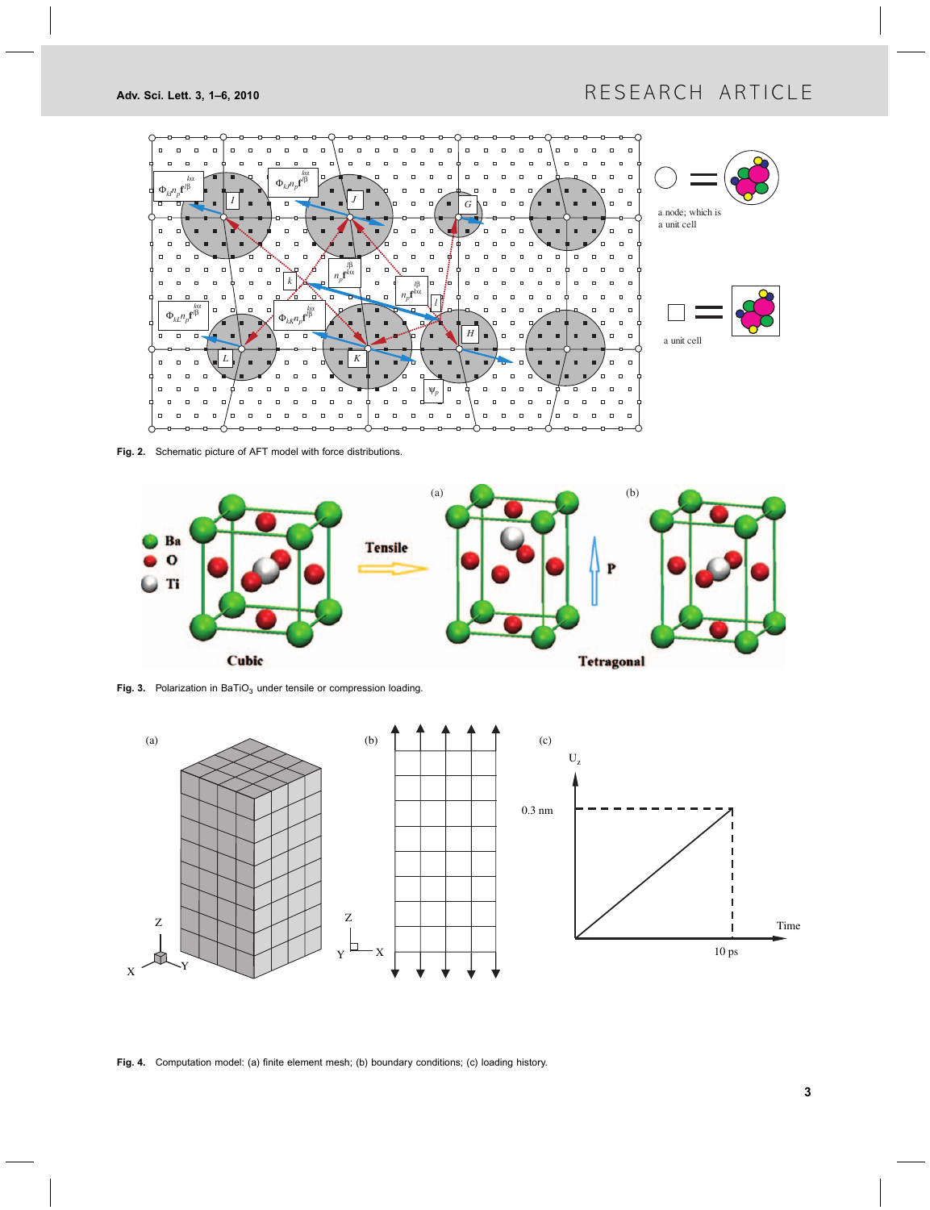Fig. 2. Schematic picture of AFT model with force distributions.

Fig. 3. Polarization in $BaTiO_3$ under tensile or compression loading.

Fig. 4. Computation model: (a) finite element mesh; (b) boundary conditions; (c) loading history.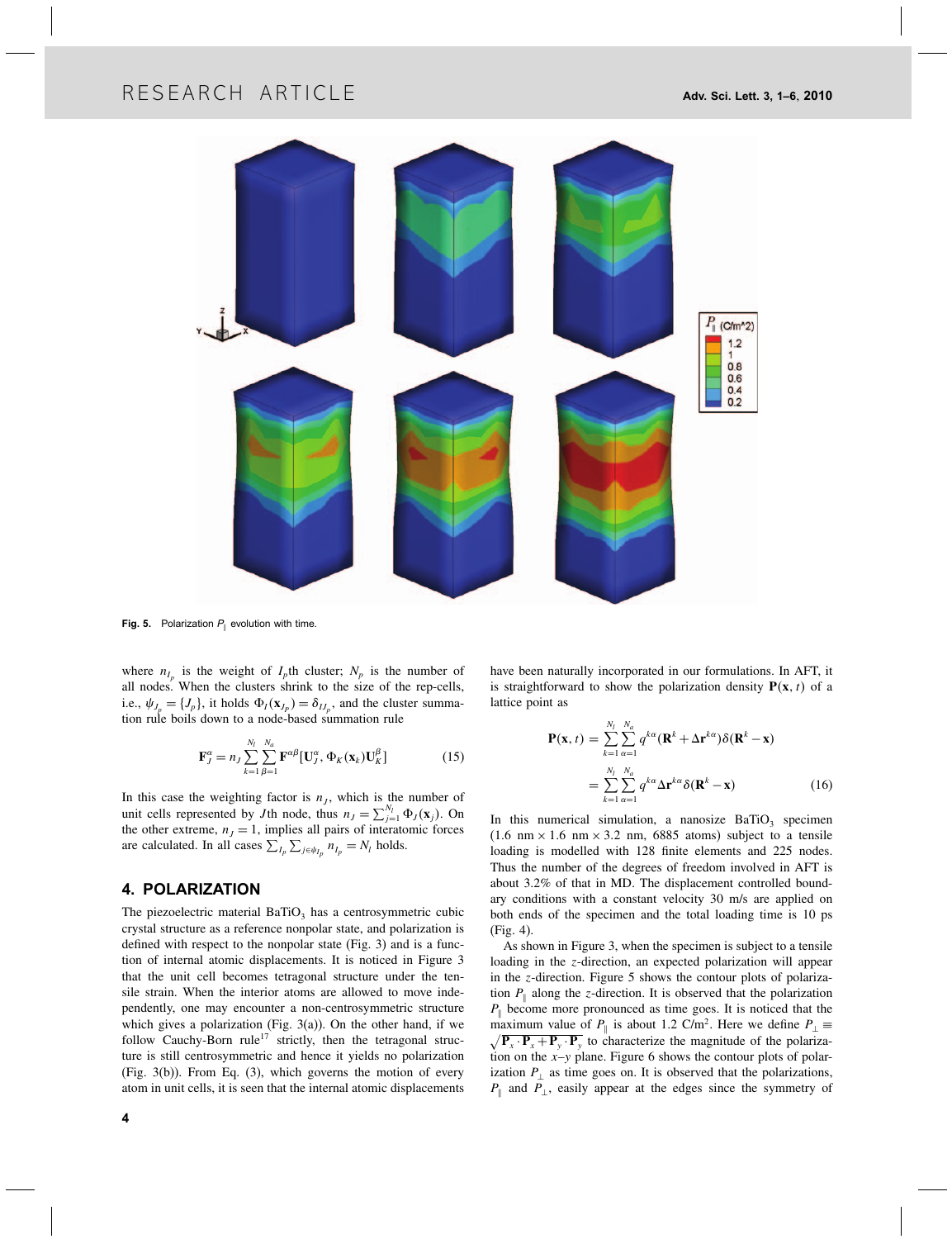Fig. 5. Polarization $P_{\parallel}$ evolution with time.

where $n_{I_p}$ is the weight of $I_p$th cluster; $N_p$ is the number of all nodes. When the clusters shrink to the size of the rep-cells, i.e., $\psi_{J_p} = \{J_p\}$, it holds $\Phi_I(\mathbf{x}_{J_p}) = \delta_{IJ_p}$, and the cluster summation rule boils down to a node-based summation rule

$$\mathbf{F}_J^{\alpha} = n_J \sum_{k=1}^{N_l} \sum_{\beta=1}^{N_a} \mathbf{F}^{\alpha\beta}[\mathbf{U}_J^{\alpha}, \Phi_K(\mathbf{x}_k)\mathbf{U}_K^{\beta}] \tag{15}$$

In this case the weighting factor is $n_J$, which is the number of unit cells represented by $J$th node, thus $n_J = \sum_{j=1}^{N_l} \Phi_J(\mathbf{x}_j)$. On the other extreme, $n_J = 1$, implies all pairs of interatomic forces are calculated. In all cases $\sum_{I_p} \sum_{j \in \psi_{I_p}} n_{I_p} = N_l$ holds.

## 4. POLARIZATION

The piezoelectric material $BaTiO_3$ has a centrosymmetric cubic crystal structure as a reference nonpolar state, and polarization is defined with respect to the nonpolar state (Fig. 3) and is a function of internal atomic displacements. It is noticed in Figure 3 that the unit cell becomes tetragonal structure under the tensile strain. When the interior atoms are allowed to move independently, one may encounter a non-centrosymmetric structure which gives a polarization (Fig. 3(a)). On the other hand, if we follow Cauchy-Born rule[17] strictly, then the tetragonal structure is still centrosymmetric and hence it yields no polarization (Fig. 3(b)). From Eq. (3), which governs the motion of every atom in unit cells, it is seen that the internal atomic displacements have been naturally incorporated in our formulations. In AFT, it is straightforward to show the polarization density $\mathbf{P}(\mathbf{x}, t)$ of a lattice point as

$$\begin{aligned}
\mathbf{P}(\mathbf{x}, t) &= \sum_{k=1}^{N_l} \sum_{\alpha=1}^{N_a} q^{k\alpha}(\mathbf{R}^k + \Delta\mathbf{r}^{k\alpha})\delta(\mathbf{R}^k - \mathbf{x}) \\
&= \sum_{k=1}^{N_l} \sum_{\alpha=1}^{N_a} q^{k\alpha}\Delta\mathbf{r}^{k\alpha}\delta(\mathbf{R}^k - \mathbf{x})
\end{aligned} \tag{16}$$

In this numerical simulation, a nanosize $BaTiO_3$ specimen (1.6 nm $\times$ 1.6 nm $\times$ 3.2 nm, 6885 atoms) subject to a tensile loading is modelled with 128 finite elements and 225 nodes. Thus the number of the degrees of freedom involved in AFT is about 3.2% of that in MD. The displacement controlled boundary conditions with a constant velocity 30 m/s are applied on both ends of the specimen and the total loading time is 10 ps (Fig. 4).

As shown in Figure 3, when the specimen is subject to a tensile loading in the $z$-direction, an expected polarization will appear in the $z$-direction. Figure 5 shows the contour plots of polarization $P_{\parallel}$ along the $z$-direction. It is observed that the polarization $P_{\parallel}$ become more pronounced as time goes. It is noticed that the maximum value of $P_{\parallel}$ is about 1.2 C/m$^2$. Here we define $P_{\perp} \equiv \sqrt{\mathbf{P}_x \cdot \mathbf{P}_x + \mathbf{P}_y \cdot \mathbf{P}_y}$ to characterize the magnitude of the polarization on the $x$–$y$ plane. Figure 6 shows the contour plots of polarization $P_{\perp}$ as time goes on. It is observed that the polarizations, $P_{\parallel}$ and $P_{\perp}$, easily appear at the edges since the symmetry of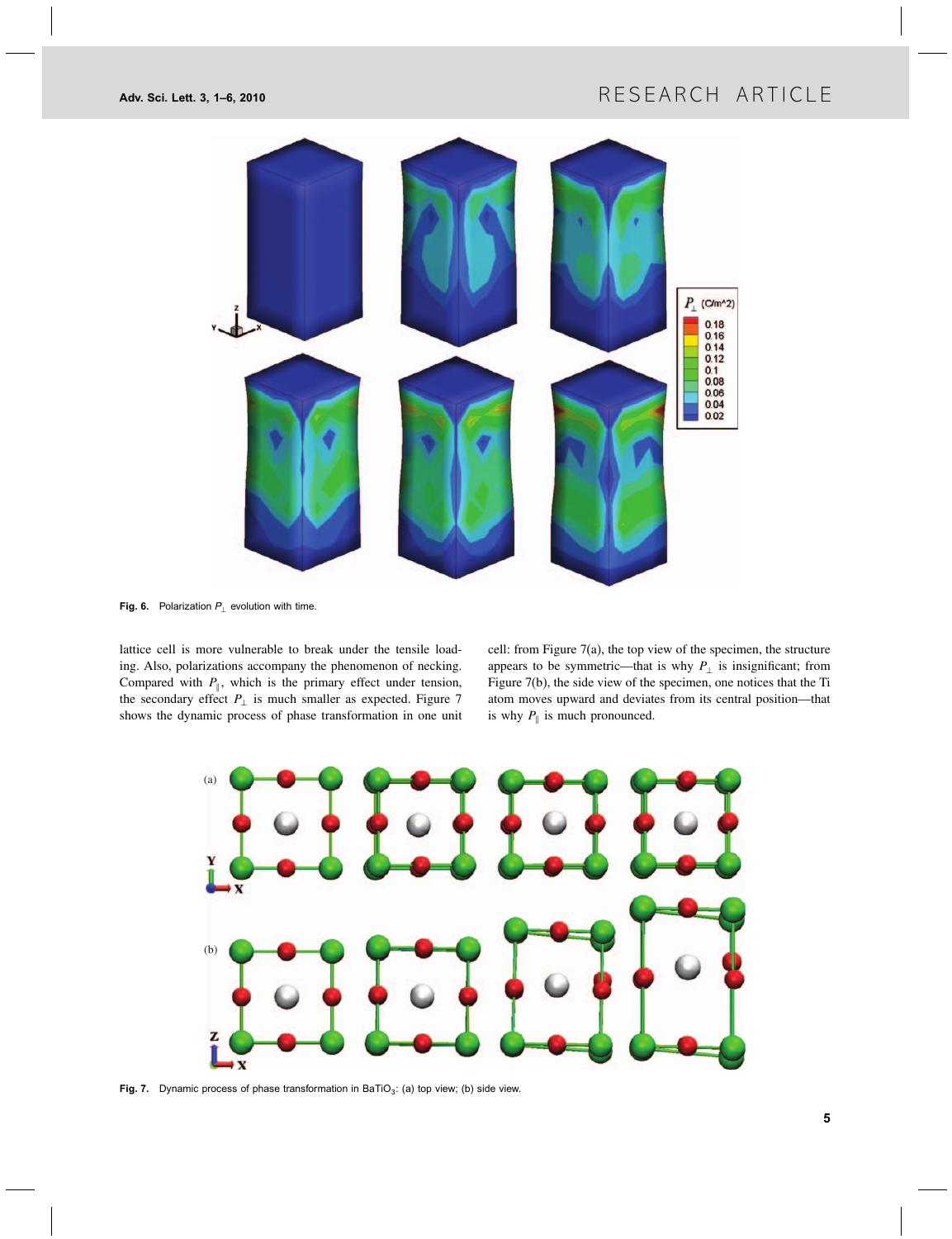Fig. 6. Polarization $P_{\perp}$ evolution with time.

lattice cell is more vulnerable to break under the tensile loading. Also, polarizations accompany the phenomenon of necking. Compared with $P_{\parallel}$, which is the primary effect under tension, the secondary effect $P_{\perp}$ is much smaller as expected. Figure 7 shows the dynamic process of phase transformation in one unit cell: from Figure 7(a), the top view of the specimen, the structure appears to be symmetric—that is why $P_{\perp}$ is insignificant; from Figure 7(b), the side view of the specimen, one notices that the Ti atom moves upward and deviates from its central position—that is why $P_{\parallel}$ is much pronounced.

Fig. 7. Dynamic process of phase transformation in $BaTiO_3$: (a) top view; (b) side view.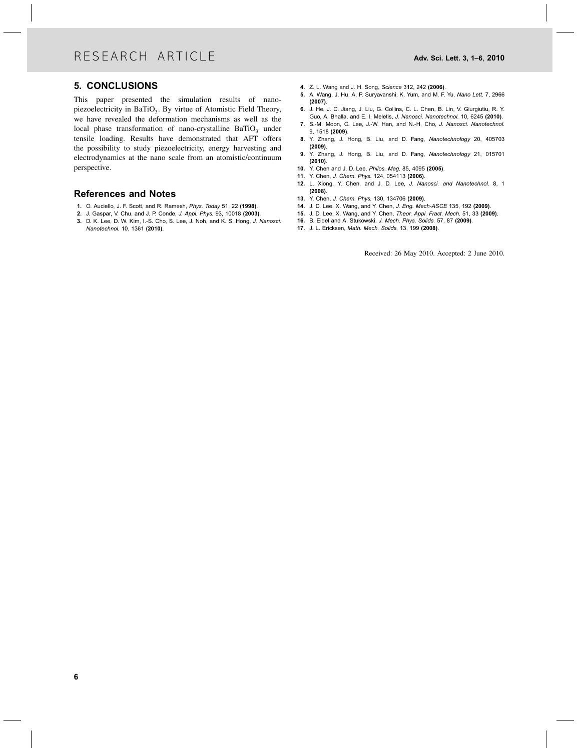## 5. CONCLUSIONS

This paper presented the simulation results of nano-piezoelectricity in $BaTiO_3$. By virtue of Atomistic Field Theory, we have revealed the deformation mechanisms as well as the local phase transformation of nano-crystalline $BaTiO_3$ under tensile loading. Results have demonstrated that AFT offers the possibility to study piezoelectricity, energy harvesting and electrodynamics at the nano scale from an atomistic/continuum perspective.

## References and Notes

1. O. Auciello, J. F. Scott, and R. Ramesh, *Phys. Today* 51, 22 **(1998)**.
2. J. Gaspar, V. Chu, and J. P. Conde, *J. Appl. Phys.* 93, 10018 **(2003)**.
3. D. K. Lee, D. W. Kim, I.-S. Cho, S. Lee, J. Noh, and K. S. Hong, *J. Nanosci. Nanotechnol.* 10, 1361 **(2010)**.
4. Z. L. Wang and J. H. Song, *Science* 312, 242 **(2006)**.
5. A. Wang, J. Hu, A. P. Suryavanshi, K. Yum, and M. F. Yu, *Nano Lett.* 7, 2966 **(2007)**.
6. J. He, J. C. Jiang, J. Liu, G. Collins, C. L. Chen, B. Lin, V. Giurgiutiu, R. Y. Guo, A. Bhalla, and E. I. Meletis, *J. Nanosci. Nanotechnol.* 10, 6245 **(2010)**.
7. S.-M. Moon, C. Lee, J.-W. Han, and N.-H. Cho, *J. Nanosci. Nanotechnol.* 9, 1518 **(2009)**.
8. Y. Zhang, J. Hong, B. Liu, and D. Fang, *Nanotechnology* 20, 405703 **(2009)**.
9. Y. Zhang, J. Hong, B. Liu, and D. Fang, *Nanotechnology* 21, 015701 **(2010)**.
10. Y. Chen and J. D. Lee, *Philos. Mag.* 85, 4095 **(2005)**.
11. Y. Chen, *J. Chem. Phys.* 124, 054113 **(2006)**.
12. L. Xiong, Y. Chen, and J. D. Lee, *J. Nanosci. and Nanotechnol.* 8, 1 **(2008)**.
13. Y. Chen, *J. Chem. Phys.* 130, 134706 **(2009)**.
14. J. D. Lee, X. Wang, and Y. Chen, *J. Eng. Mech-ASCE* 135, 192 **(2009)**.
15. J. D. Lee, X. Wang, and Y. Chen, *Theor. Appl. Fract. Mech.* 51, 33 **(2009)**.
16. B. Eidel and A. Stukowski, *J. Mech. Phys. Solids.* 57, 87 **(2009)**.
17. J. L. Ericksen, *Math. Mech. Solids.* 13, 199 **(2008)**.

Received: 26 May 2010. Accepted: 2 June 2010.